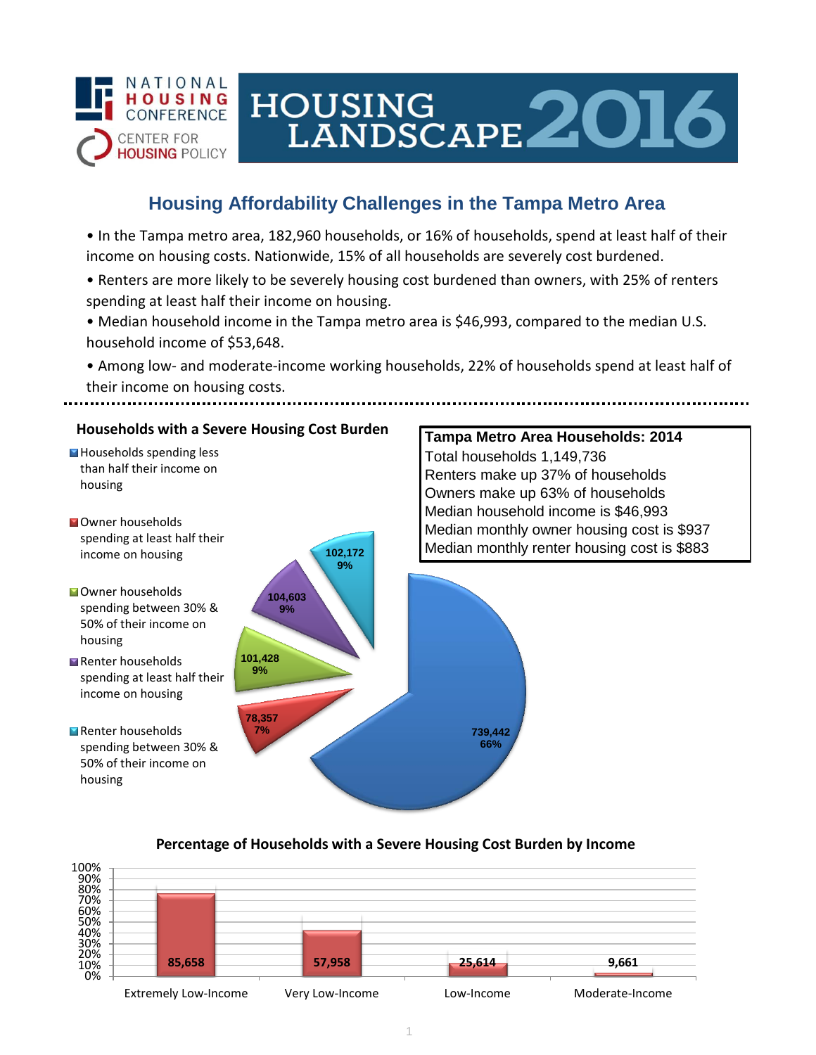NATIONAL HOUSING CONFERENCE

CENTER FOR HOUSING POLICY

# HOUSING LANDSCAPE 2016

## Housing Affordability Challenges in the Tampa Metro Area

- In the Tampa metro area, 182,960 households, or 16% of households, spend at least half of their income on housing costs. Nationwide, 15% of all households are severely cost burdened.
- Renters are more likely to be severely housing cost burdened than owners, with 25% of renters spending at least half their income on housing.
- Median household income in the Tampa metro area is $46,993, compared to the median U.S. household income of $53,648.
- Among low- and moderate-income working households, 22% of households spend at least half of their income on housing costs.

### Households with a Severe Housing Cost Burden

| Category | Households | Percent |
|---|---|---|
| Households spending less than half their income on housing | 739,442 | 66% |
| Owner households spending at least half their income on housing | 78,357 | 7% |
| Owner households spending between 30% & 50% of their income on housing | 101,428 | 9% |
| Renter households spending at least half their income on housing | 104,603 | 9% |
| Renter households spending between 30% & 50% of their income on housing | 102,172 | 9% |

### Tampa Metro Area Households: 2014

Total households 1,149,736
Renters make up 37% of households
Owners make up 63% of households
Median household income is $46,993
Median monthly owner housing cost is $937
Median monthly renter housing cost is $883

### Percentage of Households with a Severe Housing Cost Burden by Income

| Income Category | Households |
|---|---|
| Extremely Low-Income | 85,658 |
| Very Low-Income | 57,958 |
| Low-Income | 25,614 |
| Moderate-Income | 9,661 |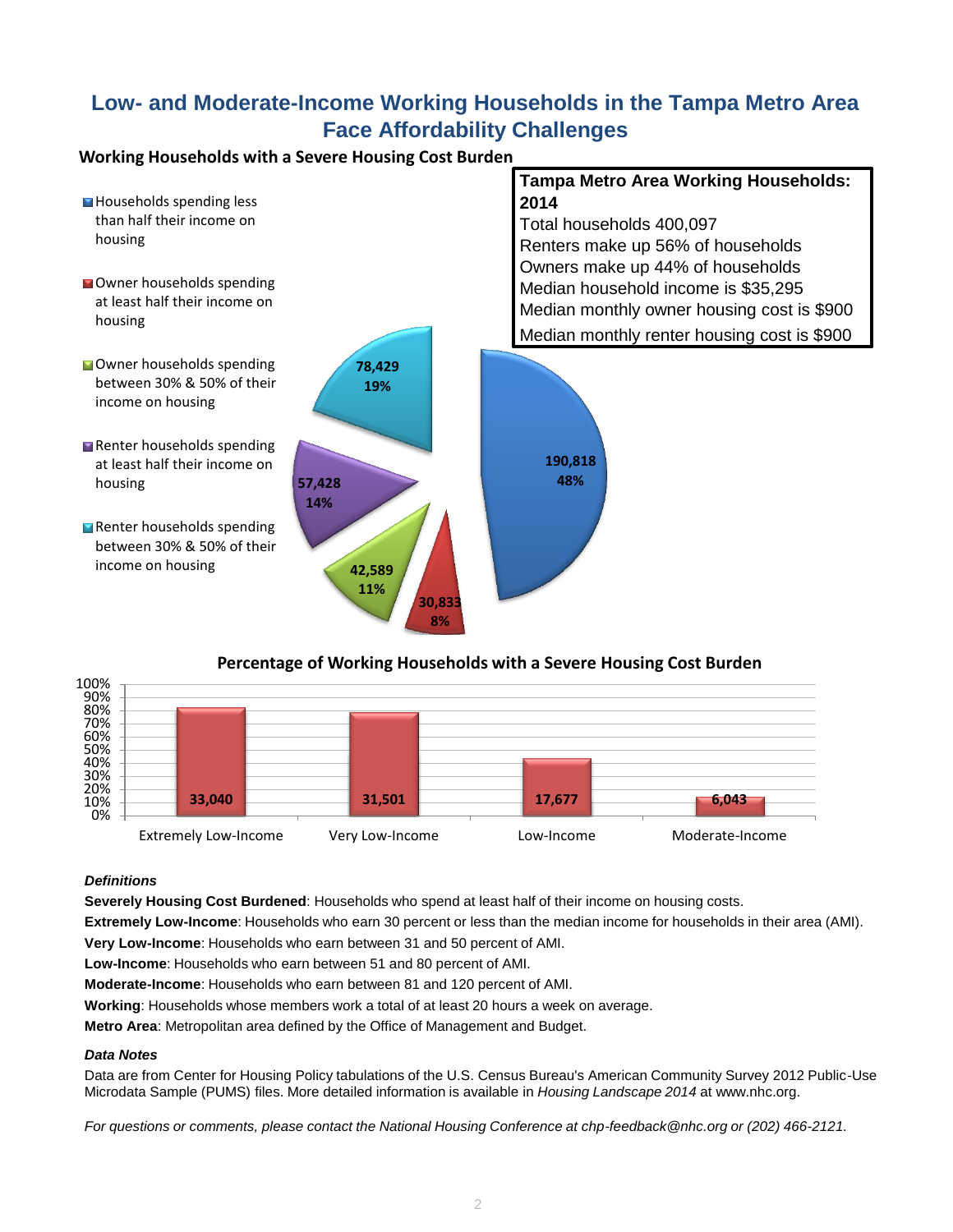# Low- and Moderate-Income Working Households in the Tampa Metro Area Face Affordability Challenges

## Working Households with a Severe Housing Cost Burden

Households spending less than half their income on housing

Owner households spending at least half their income on housing

Owner households spending between 30% & 50% of their income on housing

Renter households spending at least half their income on housing

Renter households spending between 30% & 50% of their income on housing

78,429
19%

190,818
48%

57,428
14%

42,589
11%

30,833
8%

**Tampa Metro Area Working Households: 2014**
Total households 400,097
Renters make up 56% of households
Owners make up 44% of households
Median household income is $35,295
Median monthly owner housing cost is $900
Median monthly renter housing cost is $900

## Percentage of Working Households with a Severe Housing Cost Burden

100%
90%
80%
70%
60%
50%
40%
30%
20%
10%
0%

33,040
31,501
17,677
6,043

Extremely Low-Income
Very Low-Income
Low-Income
Moderate-Income

***Definitions***

**Severely Housing Cost Burdened**: Households who spend at least half of their income on housing costs.

**Extremely Low-Income**: Households who earn 30 percent or less than the median income for households in their area (AMI).

**Very Low-Income**: Households who earn between 31 and 50 percent of AMI.

**Low-Income**: Households who earn between 51 and 80 percent of AMI.

**Moderate-Income**: Households who earn between 81 and 120 percent of AMI.

**Working**: Households whose members work a total of at least 20 hours a week on average.

**Metro Area**: Metropolitan area defined by the Office of Management and Budget.

***Data Notes***

Data are from Center for Housing Policy tabulations of the U.S. Census Bureau's American Community Survey 2012 Public-Use Microdata Sample (PUMS) files. More detailed information is available in *Housing Landscape 2014* at www.nhc.org.

*For questions or comments, please contact the National Housing Conference at chp-feedback@nhc.org or (202) 466-2121.*